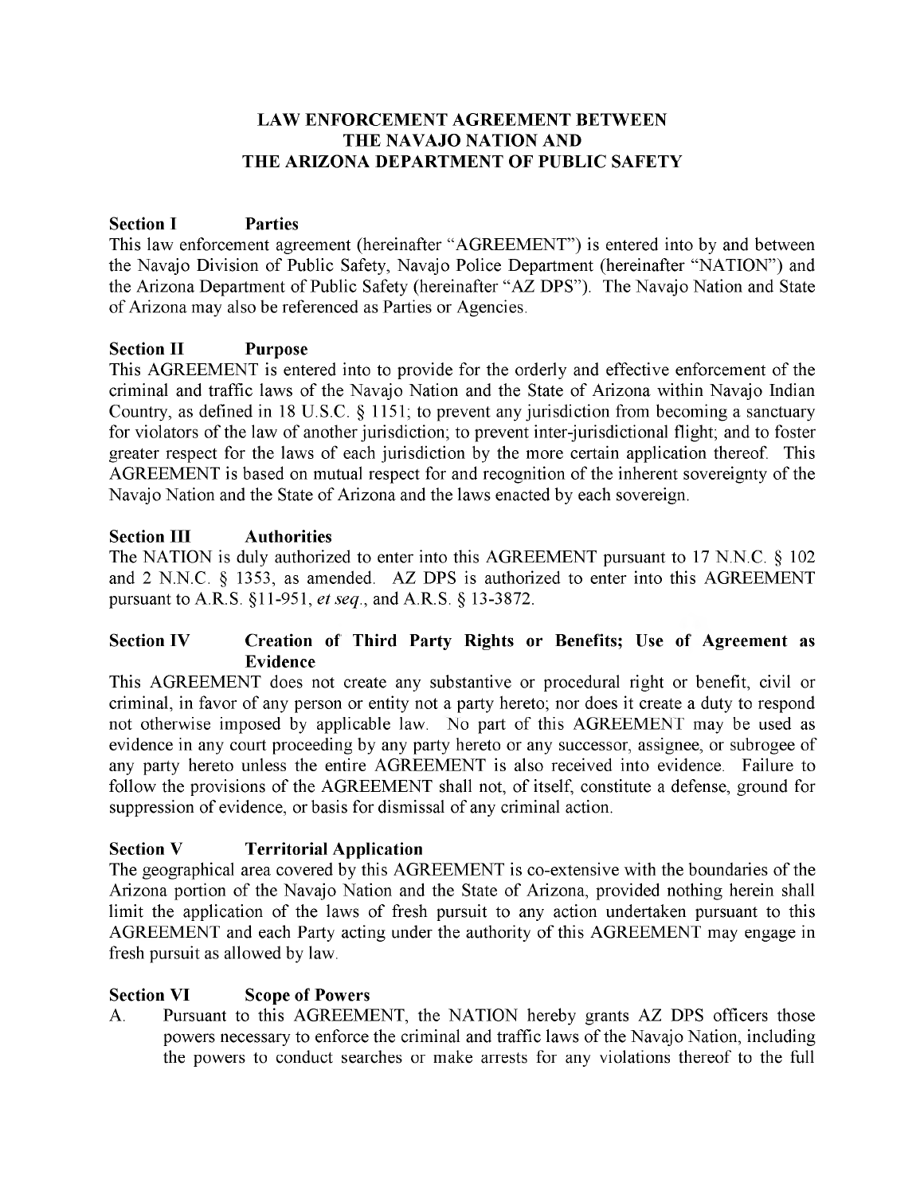# LAW ENFORCEMENT AGREEMENT BETWEEN THE NAVAJO NATION AND THE ARIZONA DEPARTMENT OF PUBLIC SAFETY

## Section I Parties

This law enforcement agreement (hereinafter "AGREEMENT") is entered into by and between the Navajo Division of Public Safety, Navajo Police Department (hereinafter "NATION") and the Arizona Department of Public Safety (hereinafter "AZ DPS"). The Navajo Nation and State of Arizona may also be referenced as Parties or Agencies.

## Section II Purpose

This AGREEMENT is entered into to provide for the orderly and effective enforcement of the criminal and traffic laws of the Navajo Nation and the State of Arizona within Navajo Indian Country, as defined in 18 U.S.C. § 1151; to prevent any jurisdiction from becoming a sanctuary for violators of the law of another jurisdiction; to prevent inter-jurisdictional flight; and to foster greater respect for the laws of each jurisdiction by the more certain application thereof. This AGREEMENT is based on mutual respect for and recognition of the inherent sovereignty of the Navajo Nation and the State of Arizona and the laws enacted by each sovereign.

## Section III Authorities

The NATION is duly authorized to enter into this AGREEMENT pursuant to 17 N.N.C. § 102 and 2 N.N.C. § 1353, as amended. AZ DPS is authorized to enter into this AGREEMENT pursuant to A.R.S. §11-951, *et seq.*, and A.R.S. § 13-3872.

## Section IV Creation of Third Party Rights or Benefits; Use of Agreement as Evidence

This AGREEMENT does not create any substantive or procedural right or benefit, civil or criminal, in favor of any person or entity not a party hereto; nor does it create a duty to respond not otherwise imposed by applicable law. No part of this AGREEMENT may be used as evidence in any court proceeding by any party hereto or any successor, assignee, or subrogee of any party hereto unless the entire AGREEMENT is also received into evidence. Failure to follow the provisions of the AGREEMENT shall not, of itself, constitute a defense, ground for suppression of evidence, or basis for dismissal of any criminal action.

## Section V Territorial Application

The geographical area covered by this AGREEMENT is co-extensive with the boundaries of the Arizona portion of the Navajo Nation and the State of Arizona, provided nothing herein shall limit the application of the laws of fresh pursuit to any action undertaken pursuant to this AGREEMENT and each Party acting under the authority of this AGREEMENT may engage in fresh pursuit as allowed by law.

## Section VI Scope of Powers

A. Pursuant to this AGREEMENT, the NATION hereby grants AZ DPS officers those powers necessary to enforce the criminal and traffic laws of the Navajo Nation, including the powers to conduct searches or make arrests for any violations thereof to the full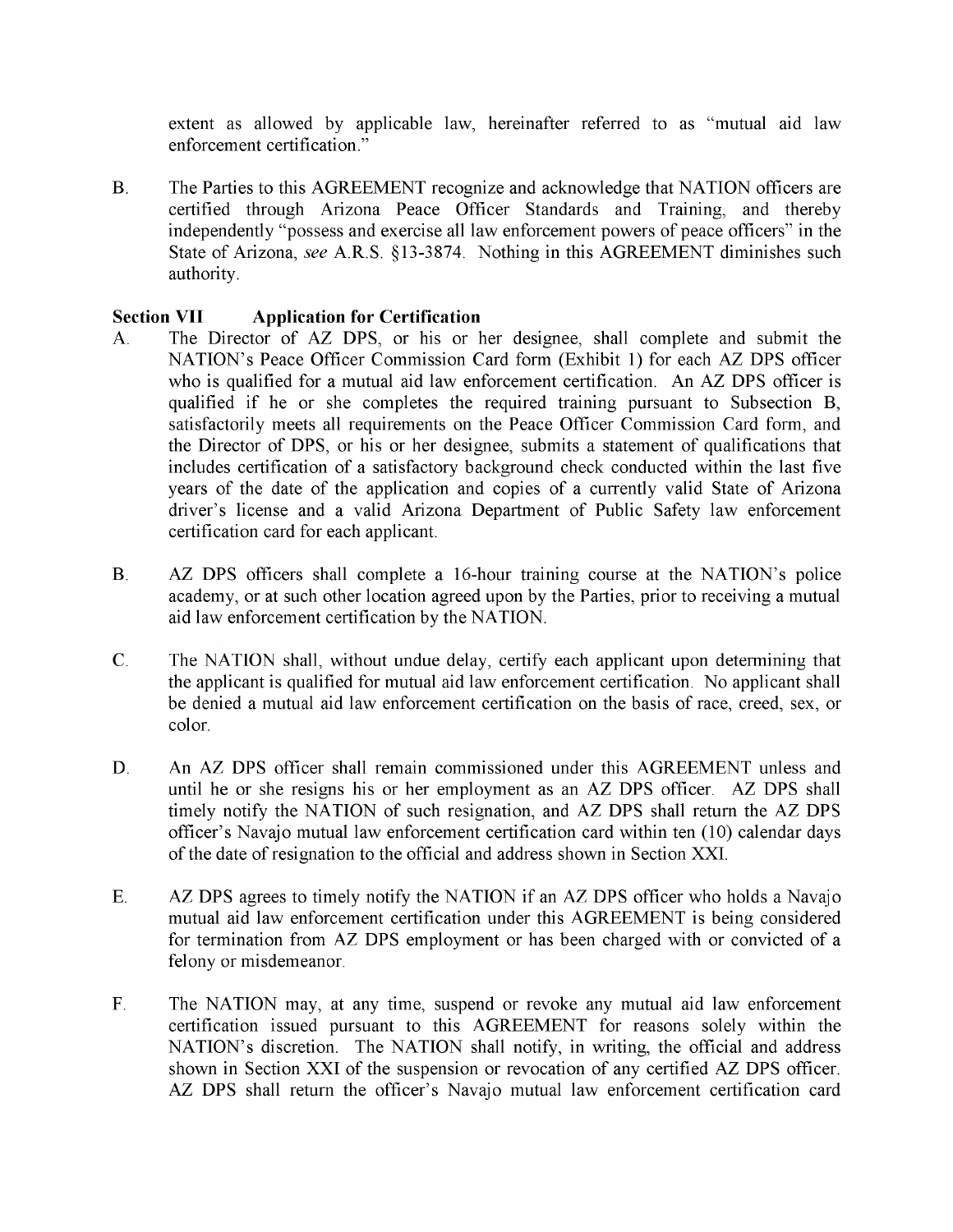extent as allowed by applicable law, hereinafter referred to as "mutual aid law enforcement certification."

B. The Parties to this AGREEMENT recognize and acknowledge that NATION officers are certified through Arizona Peace Officer Standards and Training, and thereby independently "possess and exercise all law enforcement powers of peace officers" in the State of Arizona, *see* A.R.S. §13-3874. Nothing in this AGREEMENT diminishes such authority.

**Section VII Application for Certification**

A. The Director of AZ DPS, or his or her designee, shall complete and submit the NATION's Peace Officer Commission Card form (Exhibit 1) for each AZ DPS officer who is qualified for a mutual aid law enforcement certification. An AZ DPS officer is qualified if he or she completes the required training pursuant to Subsection B, satisfactorily meets all requirements on the Peace Officer Commission Card form, and the Director of DPS, or his or her designee, submits a statement of qualifications that includes certification of a satisfactory background check conducted within the last five years of the date of the application and copies of a currently valid State of Arizona driver's license and a valid Arizona Department of Public Safety law enforcement certification card for each applicant.

B. AZ DPS officers shall complete a 16-hour training course at the NATION's police academy, or at such other location agreed upon by the Parties, prior to receiving a mutual aid law enforcement certification by the NATION.

C. The NATION shall, without undue delay, certify each applicant upon determining that the applicant is qualified for mutual aid law enforcement certification. No applicant shall be denied a mutual aid law enforcement certification on the basis of race, creed, sex, or color.

D. An AZ DPS officer shall remain commissioned under this AGREEMENT unless and until he or she resigns his or her employment as an AZ DPS officer. AZ DPS shall timely notify the NATION of such resignation, and AZ DPS shall return the AZ DPS officer's Navajo mutual law enforcement certification card within ten (10) calendar days of the date of resignation to the official and address shown in Section XXI.

E. AZ DPS agrees to timely notify the NATION if an AZ DPS officer who holds a Navajo mutual aid law enforcement certification under this AGREEMENT is being considered for termination from AZ DPS employment or has been charged with or convicted of a felony or misdemeanor.

F. The NATION may, at any time, suspend or revoke any mutual aid law enforcement certification issued pursuant to this AGREEMENT for reasons solely within the NATION's discretion. The NATION shall notify, in writing, the official and address shown in Section XXI of the suspension or revocation of any certified AZ DPS officer. AZ DPS shall return the officer's Navajo mutual law enforcement certification card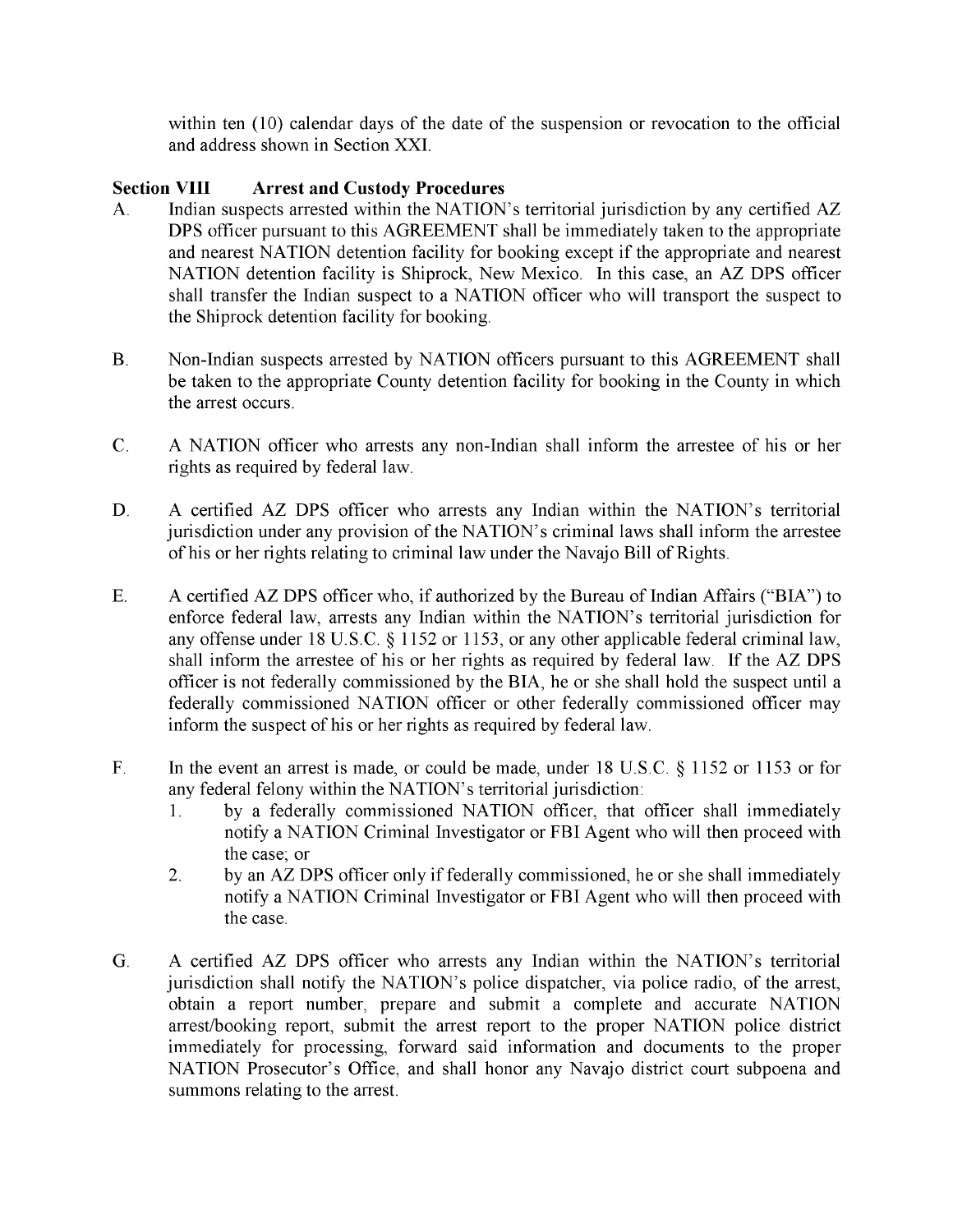within ten (10) calendar days of the date of the suspension or revocation to the official and address shown in Section XXI.

## Section VIII Arrest and Custody Procedures

A. Indian suspects arrested within the NATION's territorial jurisdiction by any certified AZ DPS officer pursuant to this AGREEMENT shall be immediately taken to the appropriate and nearest NATION detention facility for booking except if the appropriate and nearest NATION detention facility is Shiprock, New Mexico. In this case, an AZ DPS officer shall transfer the Indian suspect to a NATION officer who will transport the suspect to the Shiprock detention facility for booking.

B. Non-Indian suspects arrested by NATION officers pursuant to this AGREEMENT shall be taken to the appropriate County detention facility for booking in the County in which the arrest occurs.

C. A NATION officer who arrests any non-Indian shall inform the arrestee of his or her rights as required by federal law.

D. A certified AZ DPS officer who arrests any Indian within the NATION's territorial jurisdiction under any provision of the NATION's criminal laws shall inform the arrestee of his or her rights relating to criminal law under the Navajo Bill of Rights.

E. A certified AZ DPS officer who, if authorized by the Bureau of Indian Affairs ("BIA") to enforce federal law, arrests any Indian within the NATION's territorial jurisdiction for any offense under 18 U.S.C. § 1152 or 1153, or any other applicable federal criminal law, shall inform the arrestee of his or her rights as required by federal law. If the AZ DPS officer is not federally commissioned by the BIA, he or she shall hold the suspect until a federally commissioned NATION officer or other federally commissioned officer may inform the suspect of his or her rights as required by federal law.

F. In the event an arrest is made, or could be made, under 18 U.S.C. § 1152 or 1153 or for any federal felony within the NATION's territorial jurisdiction:
   1. by a federally commissioned NATION officer, that officer shall immediately notify a NATION Criminal Investigator or FBI Agent who will then proceed with the case; or
   2. by an AZ DPS officer only if federally commissioned, he or she shall immediately notify a NATION Criminal Investigator or FBI Agent who will then proceed with the case.

G. A certified AZ DPS officer who arrests any Indian within the NATION's territorial jurisdiction shall notify the NATION's police dispatcher, via police radio, of the arrest, obtain a report number, prepare and submit a complete and accurate NATION arrest/booking report, submit the arrest report to the proper NATION police district immediately for processing, forward said information and documents to the proper NATION Prosecutor's Office, and shall honor any Navajo district court subpoena and summons relating to the arrest.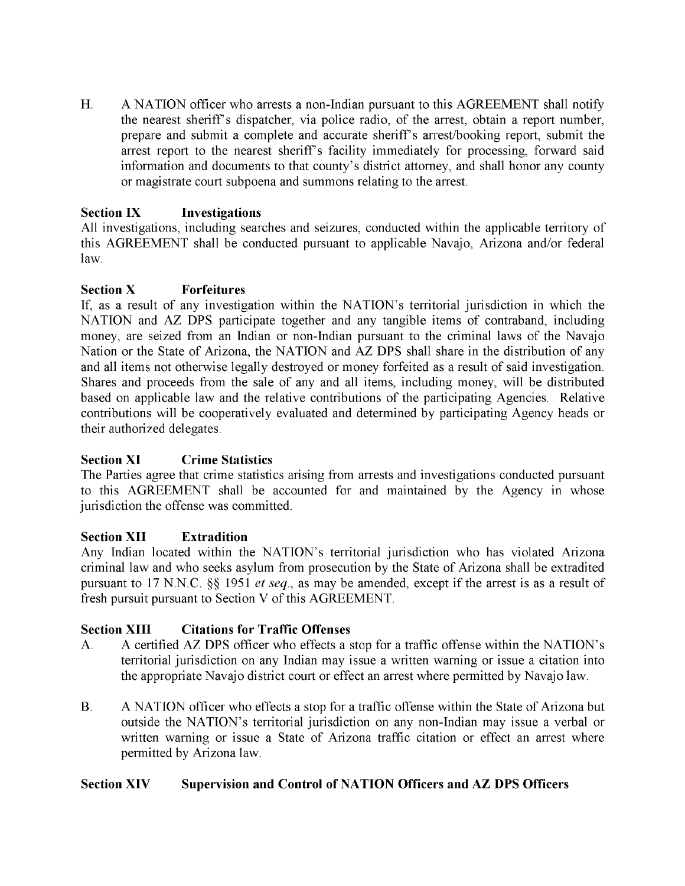H. A NATION officer who arrests a non-Indian pursuant to this AGREEMENT shall notify the nearest sheriff's dispatcher, via police radio, of the arrest, obtain a report number, prepare and submit a complete and accurate sheriff's arrest/booking report, submit the arrest report to the nearest sheriff's facility immediately for processing, forward said information and documents to that county's district attorney, and shall honor any county or magistrate court subpoena and summons relating to the arrest.

**Section IX Investigations**

All investigations, including searches and seizures, conducted within the applicable territory of this AGREEMENT shall be conducted pursuant to applicable Navajo, Arizona and/or federal law.

**Section X Forfeitures**

If, as a result of any investigation within the NATION's territorial jurisdiction in which the NATION and AZ DPS participate together and any tangible items of contraband, including money, are seized from an Indian or non-Indian pursuant to the criminal laws of the Navajo Nation or the State of Arizona, the NATION and AZ DPS shall share in the distribution of any and all items not otherwise legally destroyed or money forfeited as a result of said investigation. Shares and proceeds from the sale of any and all items, including money, will be distributed based on applicable law and the relative contributions of the participating Agencies. Relative contributions will be cooperatively evaluated and determined by participating Agency heads or their authorized delegates.

**Section XI Crime Statistics**

The Parties agree that crime statistics arising from arrests and investigations conducted pursuant to this AGREEMENT shall be accounted for and maintained by the Agency in whose jurisdiction the offense was committed.

**Section XII Extradition**

Any Indian located within the NATION's territorial jurisdiction who has violated Arizona criminal law and who seeks asylum from prosecution by the State of Arizona shall be extradited pursuant to 17 N.N.C. §§ 1951 *et seq.*, as may be amended, except if the arrest is as a result of fresh pursuit pursuant to Section V of this AGREEMENT.

**Section XIII Citations for Traffic Offenses**

A. A certified AZ DPS officer who effects a stop for a traffic offense within the NATION's territorial jurisdiction on any Indian may issue a written warning or issue a citation into the appropriate Navajo district court or effect an arrest where permitted by Navajo law.

B. A NATION officer who effects a stop for a traffic offense within the State of Arizona but outside the NATION's territorial jurisdiction on any non-Indian may issue a verbal or written warning or issue a State of Arizona traffic citation or effect an arrest where permitted by Arizona law.

**Section XIV Supervision and Control of NATION Officers and AZ DPS Officers**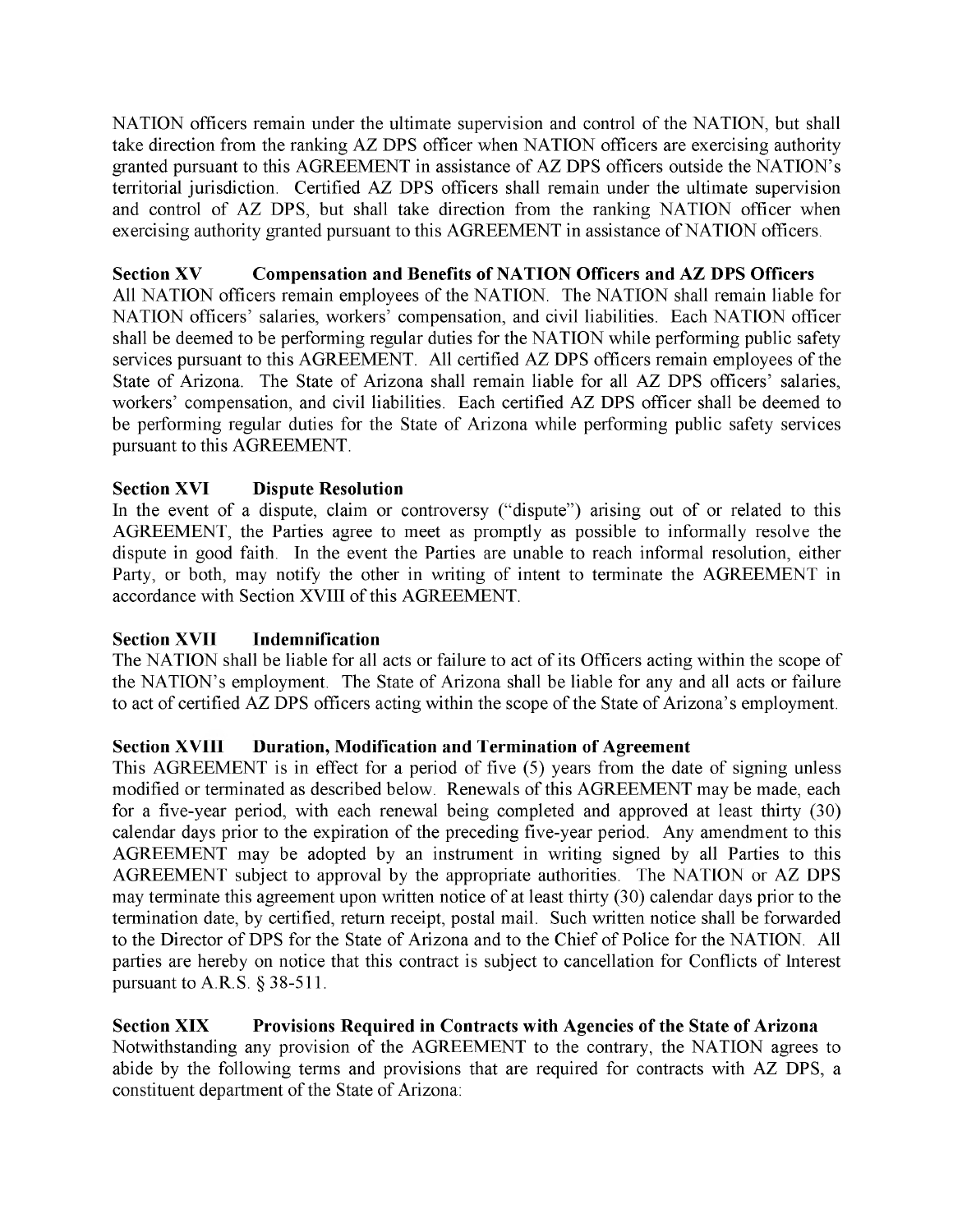NATION officers remain under the ultimate supervision and control of the NATION, but shall take direction from the ranking AZ DPS officer when NATION officers are exercising authority granted pursuant to this AGREEMENT in assistance of AZ DPS officers outside the NATION's territorial jurisdiction. Certified AZ DPS officers shall remain under the ultimate supervision and control of AZ DPS, but shall take direction from the ranking NATION officer when exercising authority granted pursuant to this AGREEMENT in assistance of NATION officers.

**Section XV Compensation and Benefits of NATION Officers and AZ DPS Officers**

All NATION officers remain employees of the NATION. The NATION shall remain liable for NATION officers' salaries, workers' compensation, and civil liabilities. Each NATION officer shall be deemed to be performing regular duties for the NATION while performing public safety services pursuant to this AGREEMENT. All certified AZ DPS officers remain employees of the State of Arizona. The State of Arizona shall remain liable for all AZ DPS officers' salaries, workers' compensation, and civil liabilities. Each certified AZ DPS officer shall be deemed to be performing regular duties for the State of Arizona while performing public safety services pursuant to this AGREEMENT.

**Section XVI Dispute Resolution**

In the event of a dispute, claim or controversy ("dispute") arising out of or related to this AGREEMENT, the Parties agree to meet as promptly as possible to informally resolve the dispute in good faith. In the event the Parties are unable to reach informal resolution, either Party, or both, may notify the other in writing of intent to terminate the AGREEMENT in accordance with Section XVIII of this AGREEMENT.

**Section XVII Indemnification**

The NATION shall be liable for all acts or failure to act of its Officers acting within the scope of the NATION's employment. The State of Arizona shall be liable for any and all acts or failure to act of certified AZ DPS officers acting within the scope of the State of Arizona's employment.

**Section XVIII Duration, Modification and Termination of Agreement**

This AGREEMENT is in effect for a period of five (5) years from the date of signing unless modified or terminated as described below. Renewals of this AGREEMENT may be made, each for a five-year period, with each renewal being completed and approved at least thirty (30) calendar days prior to the expiration of the preceding five-year period. Any amendment to this AGREEMENT may be adopted by an instrument in writing signed by all Parties to this AGREEMENT subject to approval by the appropriate authorities. The NATION or AZ DPS may terminate this agreement upon written notice of at least thirty (30) calendar days prior to the termination date, by certified, return receipt, postal mail. Such written notice shall be forwarded to the Director of DPS for the State of Arizona and to the Chief of Police for the NATION. All parties are hereby on notice that this contract is subject to cancellation for Conflicts of Interest pursuant to A.R.S. § 38-511.

**Section XIX Provisions Required in Contracts with Agencies of the State of Arizona**

Notwithstanding any provision of the AGREEMENT to the contrary, the NATION agrees to abide by the following terms and provisions that are required for contracts with AZ DPS, a constituent department of the State of Arizona: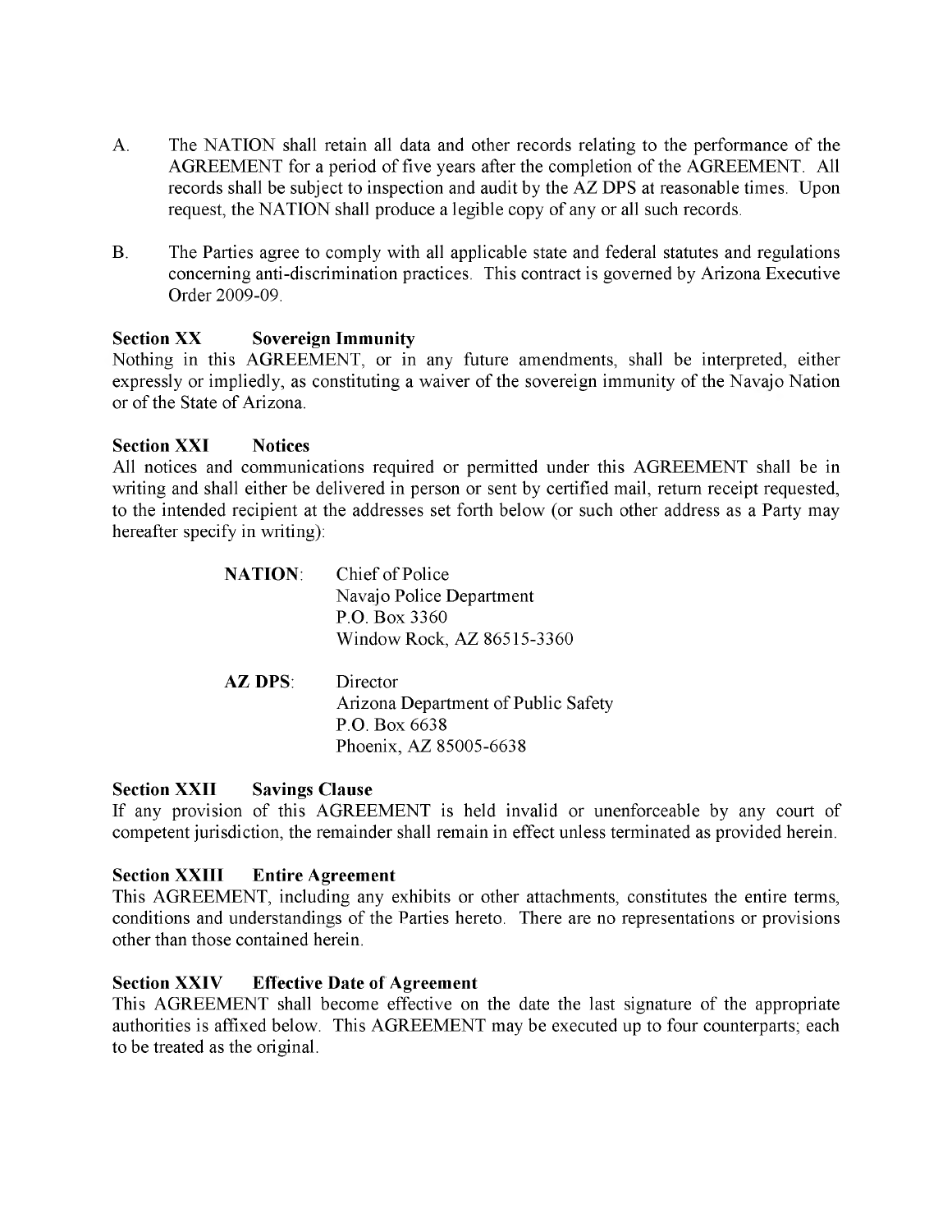A. The NATION shall retain all data and other records relating to the performance of the AGREEMENT for a period of five years after the completion of the AGREEMENT. All records shall be subject to inspection and audit by the AZ DPS at reasonable times. Upon request, the NATION shall produce a legible copy of any or all such records.

B. The Parties agree to comply with all applicable state and federal statutes and regulations concerning anti-discrimination practices. This contract is governed by Arizona Executive Order 2009-09.

**Section XX Sovereign Immunity**

Nothing in this AGREEMENT, or in any future amendments, shall be interpreted, either expressly or impliedly, as constituting a waiver of the sovereign immunity of the Navajo Nation or of the State of Arizona.

**Section XXI Notices**

All notices and communications required or permitted under this AGREEMENT shall be in writing and shall either be delivered in person or sent by certified mail, return receipt requested, to the intended recipient at the addresses set forth below (or such other address as a Party may hereafter specify in writing):

**NATION**: Chief of Police
Navajo Police Department
P.O. Box 3360
Window Rock, AZ 86515-3360

**AZ DPS**: Director
Arizona Department of Public Safety
P.O. Box 6638
Phoenix, AZ 85005-6638

**Section XXII Savings Clause**

If any provision of this AGREEMENT is held invalid or unenforceable by any court of competent jurisdiction, the remainder shall remain in effect unless terminated as provided herein.

**Section XXIII Entire Agreement**

This AGREEMENT, including any exhibits or other attachments, constitutes the entire terms, conditions and understandings of the Parties hereto. There are no representations or provisions other than those contained herein.

**Section XXIV Effective Date of Agreement**

This AGREEMENT shall become effective on the date the last signature of the appropriate authorities is affixed below. This AGREEMENT may be executed up to four counterparts; each to be treated as the original.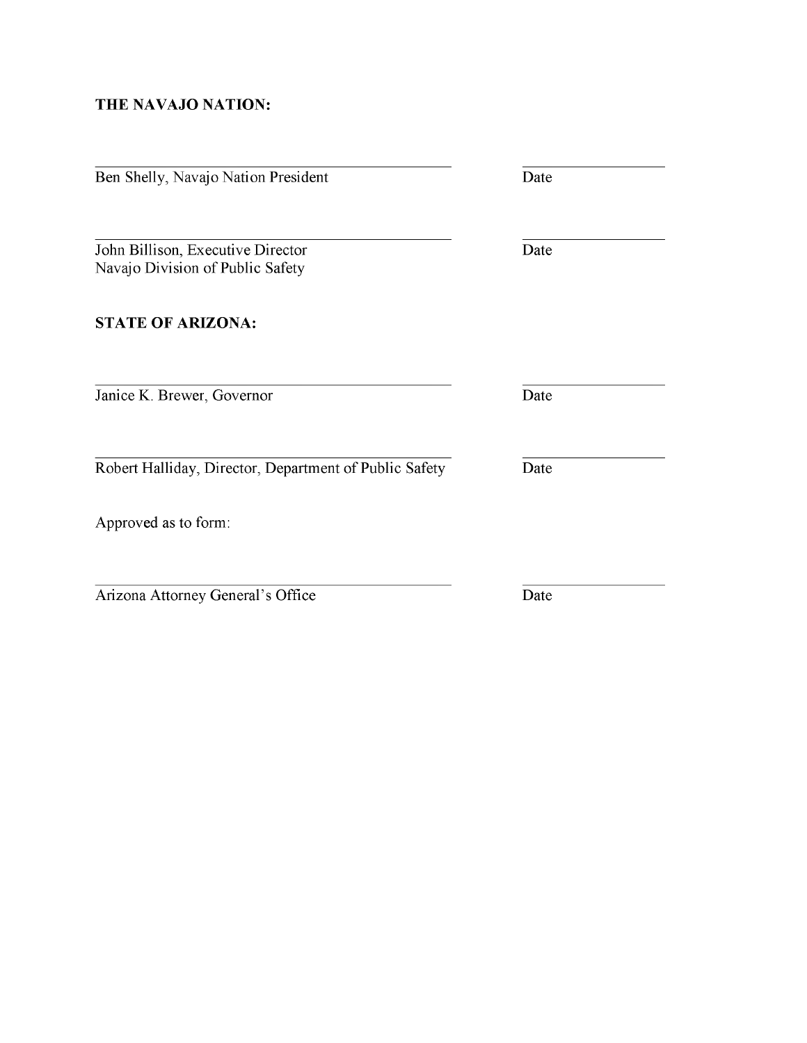**THE NAVAJO NATION:**

\_\_\_\_\_\_\_\_\_\_\_\_\_\_\_\_\_\_\_\_\_\_\_\_\_\_\_\_\_\_\_\_\_\_\_\_\_\_\_\_ \_\_\_\_\_\_\_\_\_\_\_\_\_\_\_\_

Ben Shelly, Navajo Nation President — Date

\_\_\_\_\_\_\_\_\_\_\_\_\_\_\_\_\_\_\_\_\_\_\_\_\_\_\_\_\_\_\_\_\_\_\_\_\_\_\_\_ \_\_\_\_\_\_\_\_\_\_\_\_\_\_\_\_

John Billison, Executive Director — Date
Navajo Division of Public Safety

**STATE OF ARIZONA:**

\_\_\_\_\_\_\_\_\_\_\_\_\_\_\_\_\_\_\_\_\_\_\_\_\_\_\_\_\_\_\_\_\_\_\_\_\_\_\_\_ \_\_\_\_\_\_\_\_\_\_\_\_\_\_\_\_

Janice K. Brewer, Governor — Date

\_\_\_\_\_\_\_\_\_\_\_\_\_\_\_\_\_\_\_\_\_\_\_\_\_\_\_\_\_\_\_\_\_\_\_\_\_\_\_\_ \_\_\_\_\_\_\_\_\_\_\_\_\_\_\_\_

Robert Halliday, Director, Department of Public Safety — Date

Approved as to form:

\_\_\_\_\_\_\_\_\_\_\_\_\_\_\_\_\_\_\_\_\_\_\_\_\_\_\_\_\_\_\_\_\_\_\_\_\_\_\_\_ \_\_\_\_\_\_\_\_\_\_\_\_\_\_\_\_

Arizona Attorney General's Office — Date